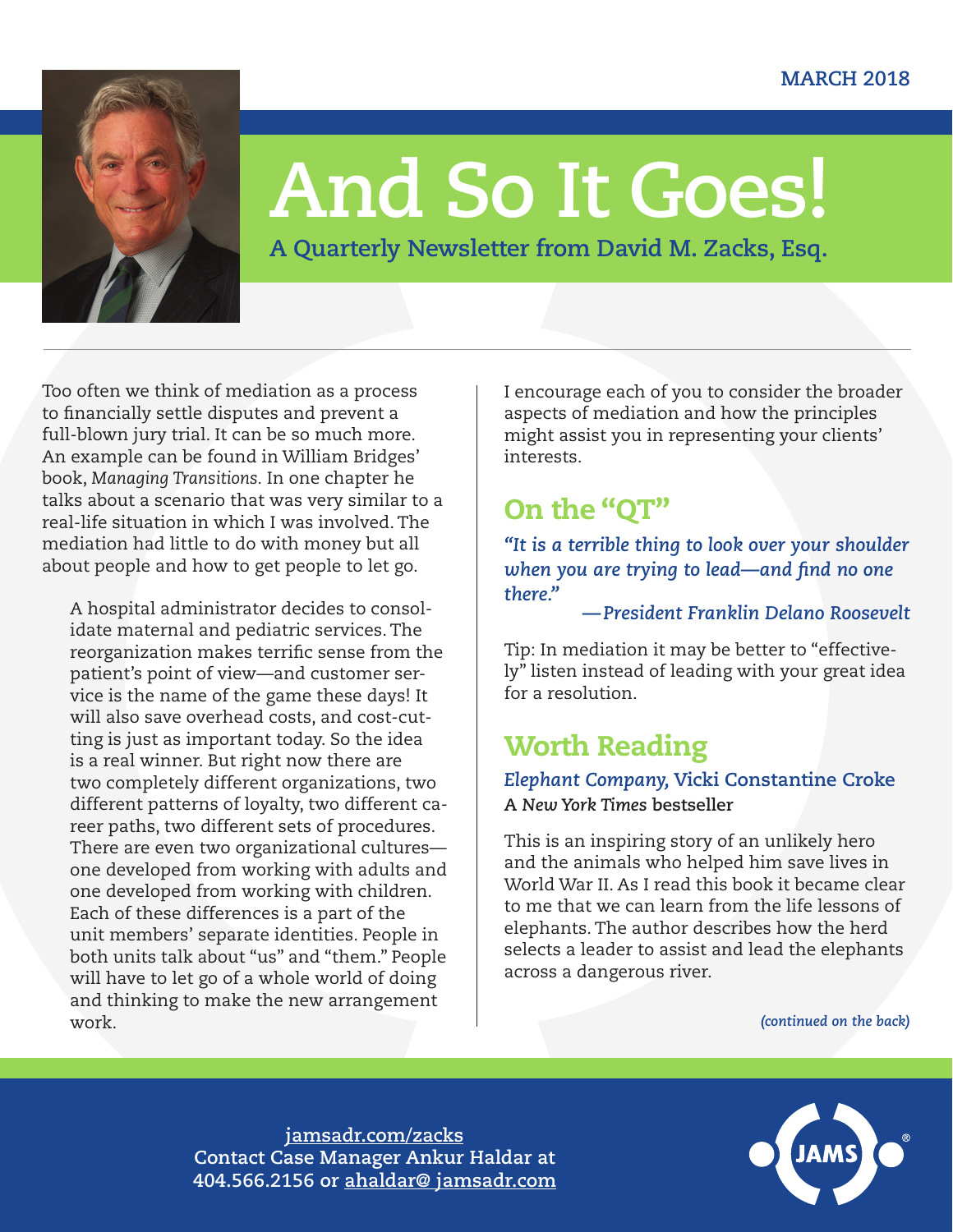MARCH 2018

# And So It Goes!

**A Quarterly Newsletter from David M. Zacks, Esq.**

Too often we think of mediation as a process to financially settle disputes and prevent a full-blown jury trial. It can be so much more. An example can be found in William Bridges' book, *Managing Transitions*. In one chapter he talks about a scenario that was very similar to a real-life situation in which I was involved. The mediation had little to do with money but all about people and how to get people to let go.

> A hospital administrator decides to consolidate maternal and pediatric services. The reorganization makes terrific sense from the patient's point of view—and customer service is the name of the game these days! It will also save overhead costs, and cost-cutting is just as important today. So the idea is a real winner. But right now there are two completely different organizations, two different patterns of loyalty, two different career paths, two different sets of procedures. There are even two organizational cultures—one developed from working with adults and one developed from working with children. Each of these differences is a part of the unit members' separate identities. People in both units talk about "us" and "them." People will have to let go of a whole world of doing and thinking to make the new arrangement work.

I encourage each of you to consider the broader aspects of mediation and how the principles might assist you in representing your clients' interests.

## On the "QT"

*"It is a terrible thing to look over your shoulder when you are trying to lead—and find no one there."*

*—President Franklin Delano Roosevelt*

Tip: In mediation it may be better to "effectively" listen instead of leading with your great idea for a resolution.

## Worth Reading

***Elephant Company*, Vicki Constantine Croke**

**A *New York Times* bestseller**

This is an inspiring story of an unlikely hero and the animals who helped him save lives in World War II. As I read this book it became clear to me that we can learn from the life lessons of elephants. The author describes how the herd selects a leader to assist and lead the elephants across a dangerous river.

*(continued on the back)*

jamsadr.com/zacks
Contact Case Manager Ankur Haldar at 404.566.2156 or ahaldar@ jamsadr.com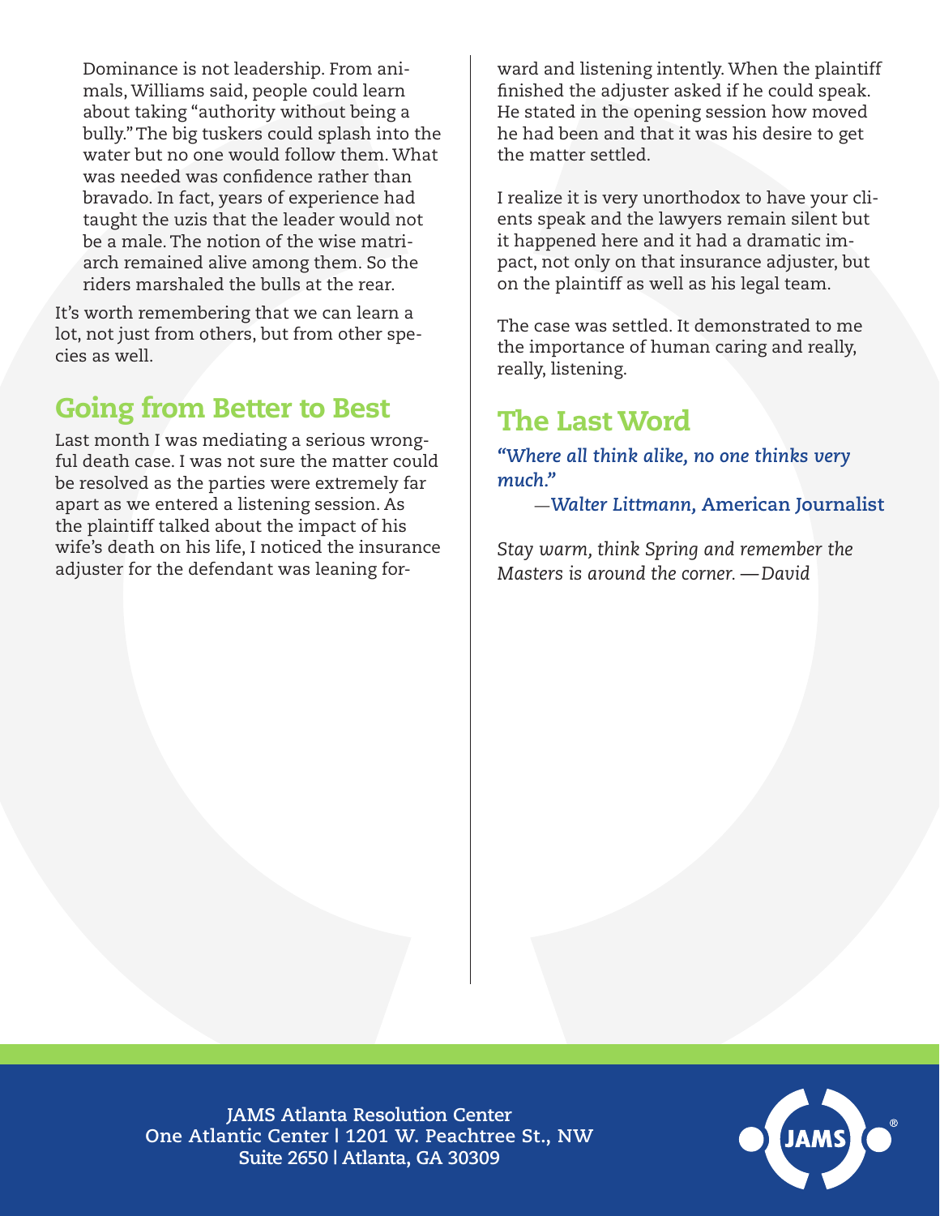Dominance is not leadership. From animals, Williams said, people could learn about taking "authority without being a bully." The big tuskers could splash into the water but no one would follow them. What was needed was confidence rather than bravado. In fact, years of experience had taught the uzis that the leader would not be a male. The notion of the wise matriarch remained alive among them. So the riders marshaled the bulls at the rear.

It's worth remembering that we can learn a lot, not just from others, but from other species as well.

## Going from Better to Best

Last month I was mediating a serious wrongful death case. I was not sure the matter could be resolved as the parties were extremely far apart as we entered a listening session. As the plaintiff talked about the impact of his wife's death on his life, I noticed the insurance adjuster for the defendant was leaning forward and listening intently. When the plaintiff finished the adjuster asked if he could speak. He stated in the opening session how moved he had been and that it was his desire to get the matter settled.

I realize it is very unorthodox to have your clients speak and the lawyers remain silent but it happened here and it had a dramatic impact, not only on that insurance adjuster, but on the plaintiff as well as his legal team.

The case was settled. It demonstrated to me the importance of human caring and really, really, listening.

## The Last Word

***"Where all think alike, no one thinks very much."***

—***Walter Littmann,*** **American Journalist**

*Stay warm, think Spring and remember the Masters is around the corner. —David*

**JAMS Atlanta Resolution Center**
**One Atlantic Center | 1201 W. Peachtree St., NW**
**Suite 2650 | Atlanta, GA 30309**